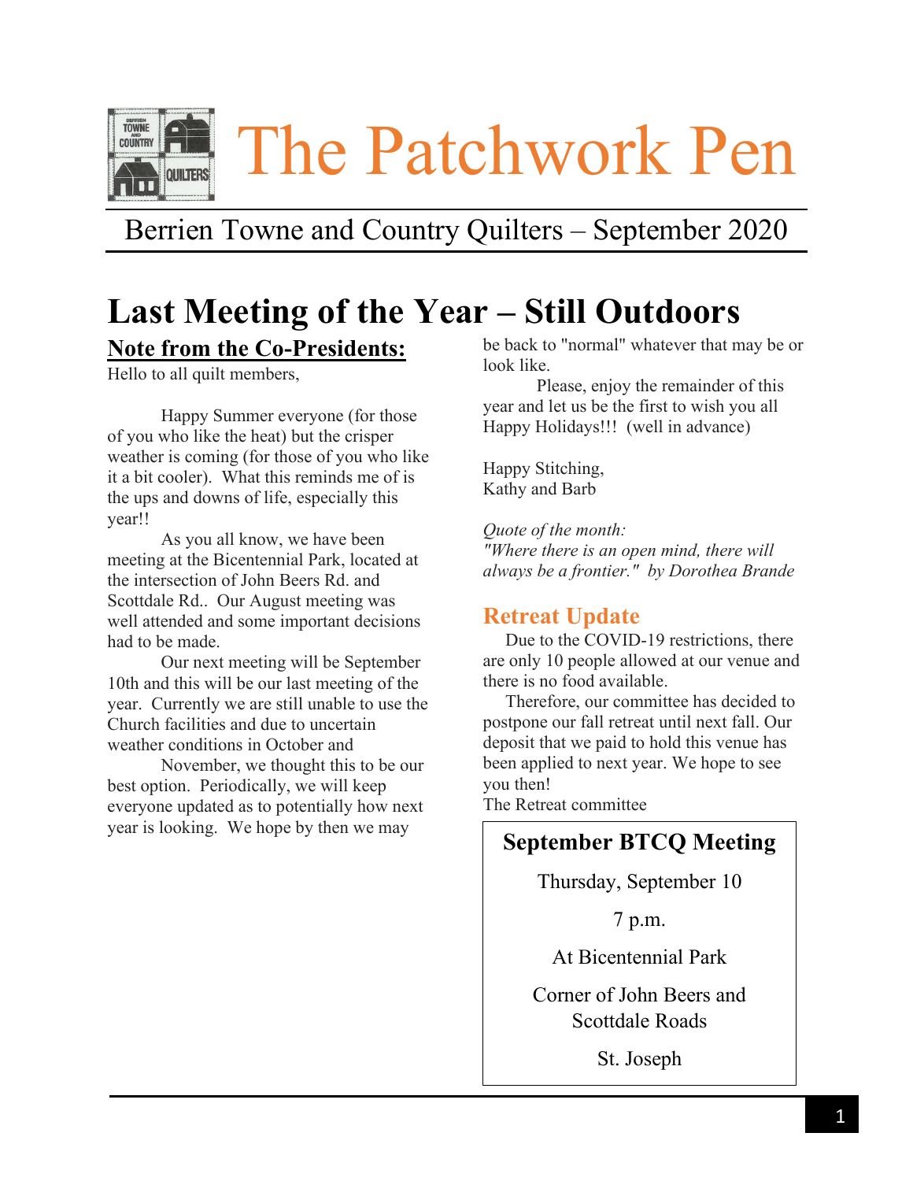# The Patchwork Pen

Berrien Towne and Country Quilters – September 2020

## Last Meeting of the Year – Still Outdoors

### Note from the Co-Presidents:

Hello to all quilt members,

Happy Summer everyone (for those of you who like the heat) but the crisper weather is coming (for those of you who like it a bit cooler). What this reminds me of is the ups and downs of life, especially this year!!

As you all know, we have been meeting at the Bicentennial Park, located at the intersection of John Beers Rd. and Scottdale Rd.. Our August meeting was well attended and some important decisions had to be made.

Our next meeting will be September 10th and this will be our last meeting of the year. Currently we are still unable to use the Church facilities and due to uncertain weather conditions in October and November, we thought this to be our best option. Periodically, we will keep everyone updated as to potentially how next year is looking. We hope by then we may be back to "normal" whatever that may be or look like.

Please, enjoy the remainder of this year and let us be the first to wish you all Happy Holidays!!! (well in advance)

Happy Stitching,
Kathy and Barb

*Quote of the month:*
*"Where there is an open mind, there will always be a frontier." by Dorothea Brande*

### Retreat Update

Due to the COVID-19 restrictions, there are only 10 people allowed at our venue and there is no food available.

Therefore, our committee has decided to postpone our fall retreat until next fall. Our deposit that we paid to hold this venue has been applied to next year. We hope to see you then!

The Retreat committee

**September BTCQ Meeting**

Thursday, September 10

7 p.m.

At Bicentennial Park

Corner of John Beers and Scottdale Roads

St. Joseph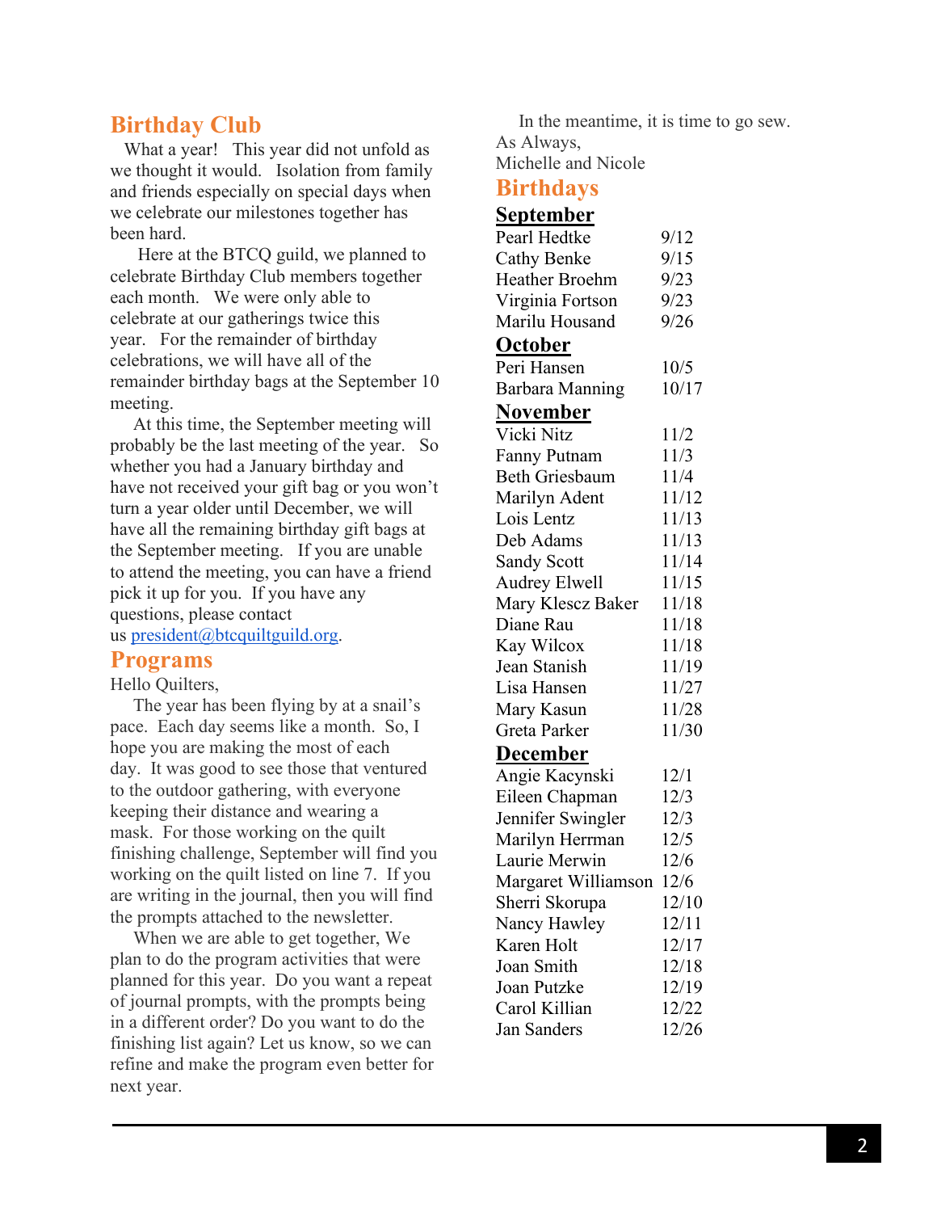## Birthday Club

What a year! This year did not unfold as we thought it would. Isolation from family and friends especially on special days when we celebrate our milestones together has been hard.

Here at the BTCQ guild, we planned to celebrate Birthday Club members together each month. We were only able to celebrate at our gatherings twice this year. For the remainder of birthday celebrations, we will have all of the remainder birthday bags at the September 10 meeting.

At this time, the September meeting will probably be the last meeting of the year. So whether you had a January birthday and have not received your gift bag or you won't turn a year older until December, we will have all the remaining birthday gift bags at the September meeting. If you are unable to attend the meeting, you can have a friend pick it up for you. If you have any questions, please contact us president@btcquiltguild.org.

## Programs

Hello Quilters,

The year has been flying by at a snail's pace. Each day seems like a month. So, I hope you are making the most of each day. It was good to see those that ventured to the outdoor gathering, with everyone keeping their distance and wearing a mask. For those working on the quilt finishing challenge, September will find you working on the quilt listed on line 7. If you are writing in the journal, then you will find the prompts attached to the newsletter.

When we are able to get together, We plan to do the program activities that were planned for this year. Do you want a repeat of journal prompts, with the prompts being in a different order? Do you want to do the finishing list again? Let us know, so we can refine and make the program even better for next year.

In the meantime, it is time to go sew.

As Always,
Michelle and Nicole

## Birthdays

### September

| | |
|---|---|
| Pearl Hedtke | 9/12 |
| Cathy Benke | 9/15 |
| Heather Broehm | 9/23 |
| Virginia Fortson | 9/23 |
| Marilu Housand | 9/26 |

### October

| | |
|---|---|
| Peri Hansen | 10/5 |
| Barbara Manning | 10/17 |

### November

| | |
|---|---|
| Vicki Nitz | 11/2 |
| Fanny Putnam | 11/3 |
| Beth Griesbaum | 11/4 |
| Marilyn Adent | 11/12 |
| Lois Lentz | 11/13 |
| Deb Adams | 11/13 |
| Sandy Scott | 11/14 |
| Audrey Elwell | 11/15 |
| Mary Klescz Baker | 11/18 |
| Diane Rau | 11/18 |
| Kay Wilcox | 11/18 |
| Jean Stanish | 11/19 |
| Lisa Hansen | 11/27 |
| Mary Kasun | 11/28 |
| Greta Parker | 11/30 |

### December

| | |
|---|---|
| Angie Kacynski | 12/1 |
| Eileen Chapman | 12/3 |
| Jennifer Swingler | 12/3 |
| Marilyn Herrman | 12/5 |
| Laurie Merwin | 12/6 |
| Margaret Williamson | 12/6 |
| Sherri Skorupa | 12/10 |
| Nancy Hawley | 12/11 |
| Karen Holt | 12/17 |
| Joan Smith | 12/18 |
| Joan Putzke | 12/19 |
| Carol Killian | 12/22 |
| Jan Sanders | 12/26 |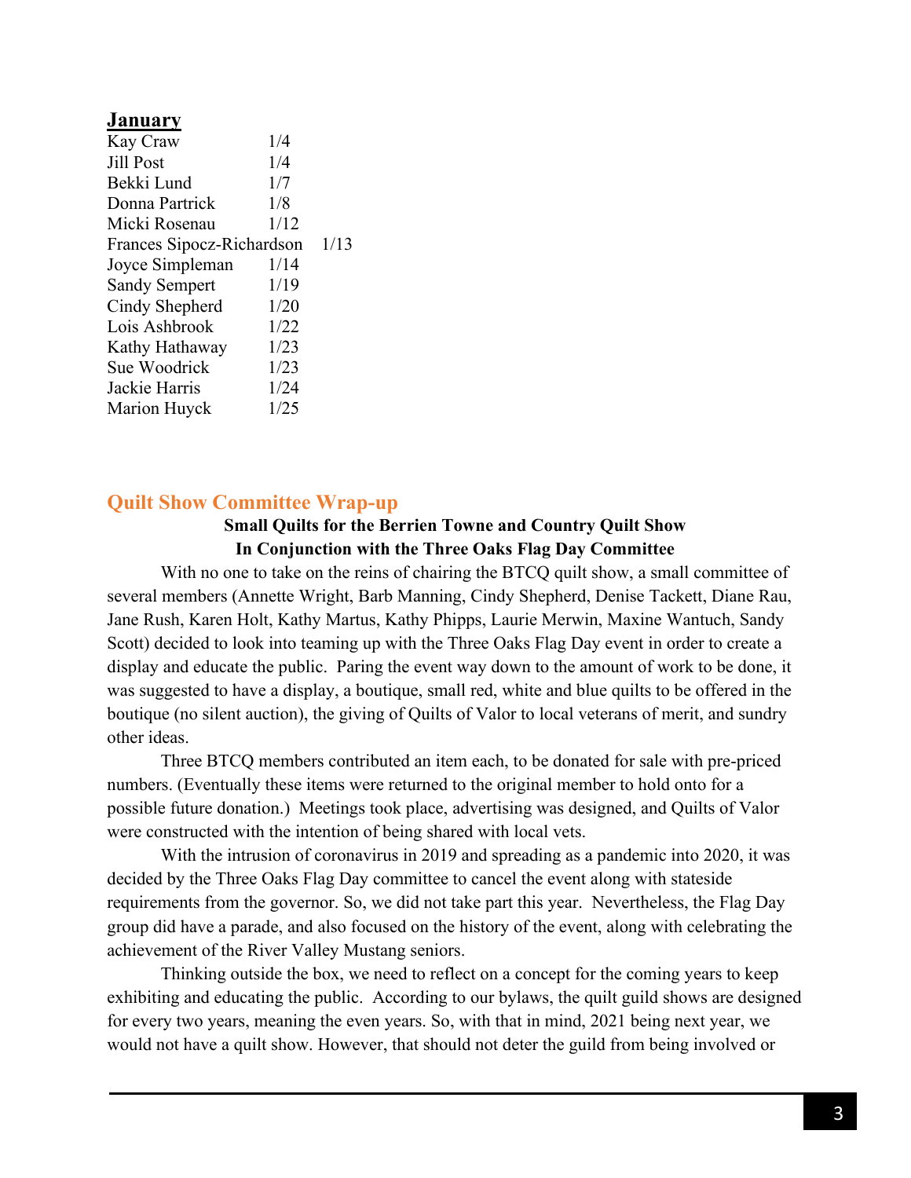## January

| | |
|---|---|
| Kay Craw | 1/4 |
| Jill Post | 1/4 |
| Bekki Lund | 1/7 |
| Donna Partrick | 1/8 |
| Micki Rosenau | 1/12 |
| Frances Sipocz-Richardson | 1/13 |
| Joyce Simpleman | 1/14 |
| Sandy Sempert | 1/19 |
| Cindy Shepherd | 1/20 |
| Lois Ashbrook | 1/22 |
| Kathy Hathaway | 1/23 |
| Sue Woodrick | 1/23 |
| Jackie Harris | 1/24 |
| Marion Huyck | 1/25 |

## Quilt Show Committee Wrap-up

**Small Quilts for the Berrien Towne and Country Quilt Show**
**In Conjunction with the Three Oaks Flag Day Committee**

With no one to take on the reins of chairing the BTCQ quilt show, a small committee of several members (Annette Wright, Barb Manning, Cindy Shepherd, Denise Tackett, Diane Rau, Jane Rush, Karen Holt, Kathy Martus, Kathy Phipps, Laurie Merwin, Maxine Wantuch, Sandy Scott) decided to look into teaming up with the Three Oaks Flag Day event in order to create a display and educate the public. Paring the event way down to the amount of work to be done, it was suggested to have a display, a boutique, small red, white and blue quilts to be offered in the boutique (no silent auction), the giving of Quilts of Valor to local veterans of merit, and sundry other ideas.

Three BTCQ members contributed an item each, to be donated for sale with pre-priced numbers. (Eventually these items were returned to the original member to hold onto for a possible future donation.) Meetings took place, advertising was designed, and Quilts of Valor were constructed with the intention of being shared with local vets.

With the intrusion of coronavirus in 2019 and spreading as a pandemic into 2020, it was decided by the Three Oaks Flag Day committee to cancel the event along with stateside requirements from the governor. So, we did not take part this year. Nevertheless, the Flag Day group did have a parade, and also focused on the history of the event, along with celebrating the achievement of the River Valley Mustang seniors.

Thinking outside the box, we need to reflect on a concept for the coming years to keep exhibiting and educating the public. According to our bylaws, the quilt guild shows are designed for every two years, meaning the even years. So, with that in mind, 2021 being next year, we would not have a quilt show. However, that should not deter the guild from being involved or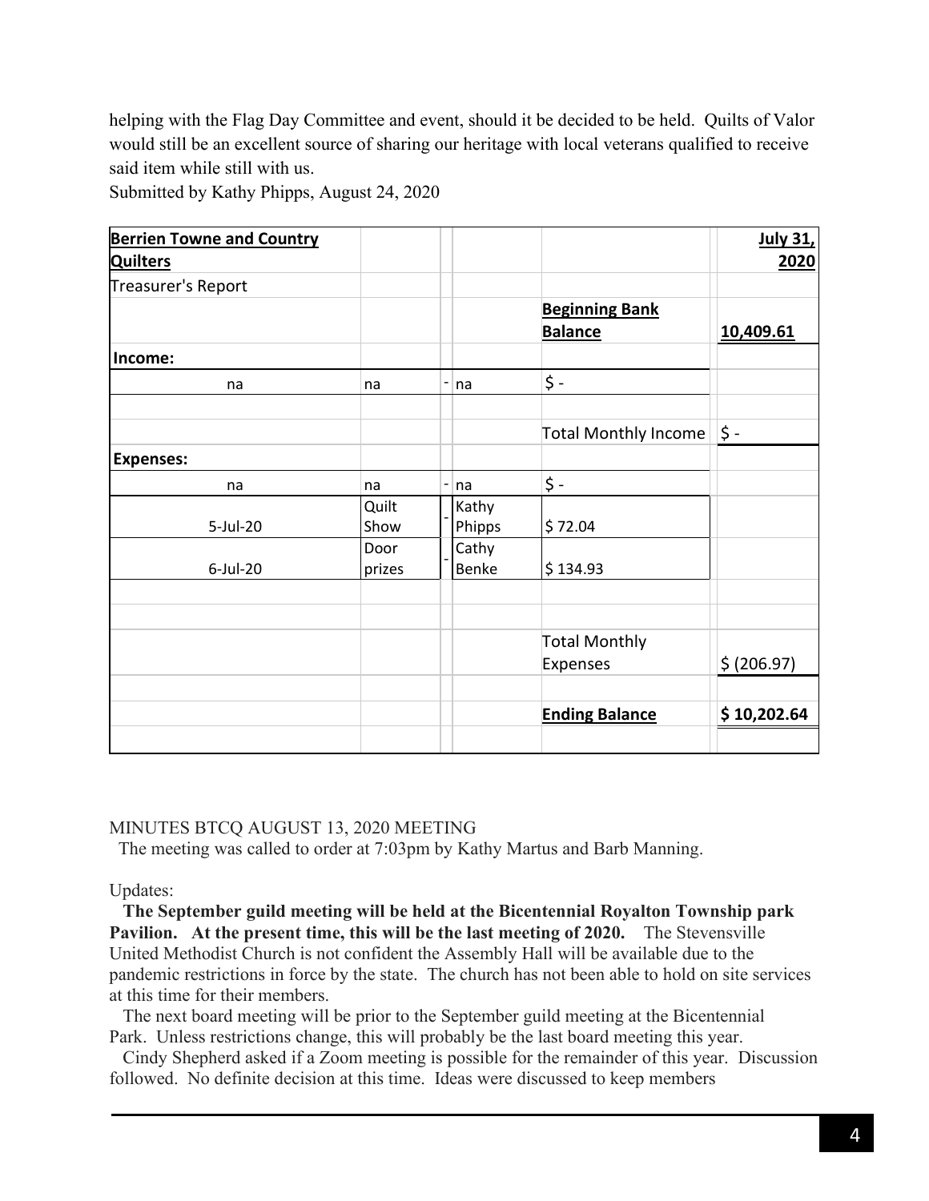helping with the Flag Day Committee and event, should it be decided to be held. Quilts of Valor would still be an excellent source of sharing our heritage with local veterans qualified to receive said item while still with us.

Submitted by Kathy Phipps, August 24, 2020

| **Berrien Towne and Country Quilters** | | | | | **July 31, 2020** |
|---|---|---|---|---|---|
| Treasurer's Report | | | | | |
| | | | | **Beginning Bank Balance** | **10,409.61** |
| **Income:** | | | | | |
| na | na | - | na | $ - | |
| | | | | | |
| | | | | Total Monthly Income | $ - |
| **Expenses:** | | | | | |
| na | na | - | na | $ - | |
| 5-Jul-20 | Quilt Show | - | Kathy Phipps | $ 72.04 | |
| 6-Jul-20 | Door prizes | - | Cathy Benke | $ 134.93 | |
| | | | | | |
| | | | | | |
| | | | | Total Monthly Expenses | $ (206.97) |
| | | | | | |
| | | | | **Ending Balance** | **$ 10,202.64** |

MINUTES BTCQ AUGUST 13, 2020 MEETING

The meeting was called to order at 7:03pm by Kathy Martus and Barb Manning.

Updates:

**The September guild meeting will be held at the Bicentennial Royalton Township park Pavilion. At the present time, this will be the last meeting of 2020.** The Stevensville United Methodist Church is not confident the Assembly Hall will be available due to the pandemic restrictions in force by the state. The church has not been able to hold on site services at this time for their members.

The next board meeting will be prior to the September guild meeting at the Bicentennial Park. Unless restrictions change, this will probably be the last board meeting this year.

Cindy Shepherd asked if a Zoom meeting is possible for the remainder of this year. Discussion followed. No definite decision at this time. Ideas were discussed to keep members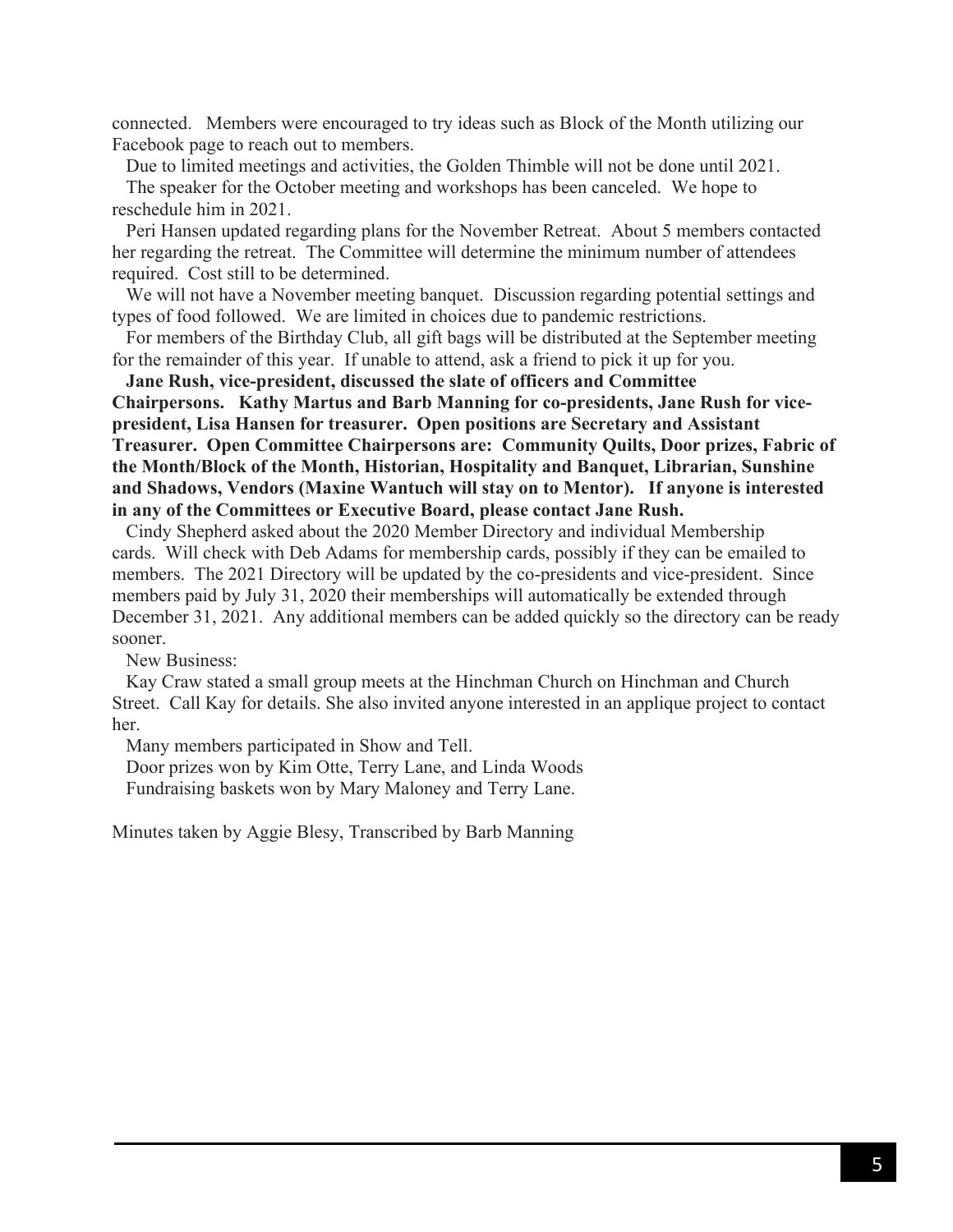connected. Members were encouraged to try ideas such as Block of the Month utilizing our Facebook page to reach out to members.

Due to limited meetings and activities, the Golden Thimble will not be done until 2021.

The speaker for the October meeting and workshops has been canceled. We hope to reschedule him in 2021.

Peri Hansen updated regarding plans for the November Retreat. About 5 members contacted her regarding the retreat. The Committee will determine the minimum number of attendees required. Cost still to be determined.

We will not have a November meeting banquet. Discussion regarding potential settings and types of food followed. We are limited in choices due to pandemic restrictions.

For members of the Birthday Club, all gift bags will be distributed at the September meeting for the remainder of this year. If unable to attend, ask a friend to pick it up for you.

**Jane Rush, vice-president, discussed the slate of officers and Committee Chairpersons. Kathy Martus and Barb Manning for co-presidents, Jane Rush for vice-president, Lisa Hansen for treasurer. Open positions are Secretary and Assistant Treasurer. Open Committee Chairpersons are: Community Quilts, Door prizes, Fabric of the Month/Block of the Month, Historian, Hospitality and Banquet, Librarian, Sunshine and Shadows, Vendors (Maxine Wantuch will stay on to Mentor). If anyone is interested in any of the Committees or Executive Board, please contact Jane Rush.**

Cindy Shepherd asked about the 2020 Member Directory and individual Membership cards. Will check with Deb Adams for membership cards, possibly if they can be emailed to members. The 2021 Directory will be updated by the co-presidents and vice-president. Since members paid by July 31, 2020 their memberships will automatically be extended through December 31, 2021. Any additional members can be added quickly so the directory can be ready sooner.

New Business:

Kay Craw stated a small group meets at the Hinchman Church on Hinchman and Church Street. Call Kay for details. She also invited anyone interested in an applique project to contact her.

Many members participated in Show and Tell.

Door prizes won by Kim Otte, Terry Lane, and Linda Woods

Fundraising baskets won by Mary Maloney and Terry Lane.

Minutes taken by Aggie Blesy, Transcribed by Barb Manning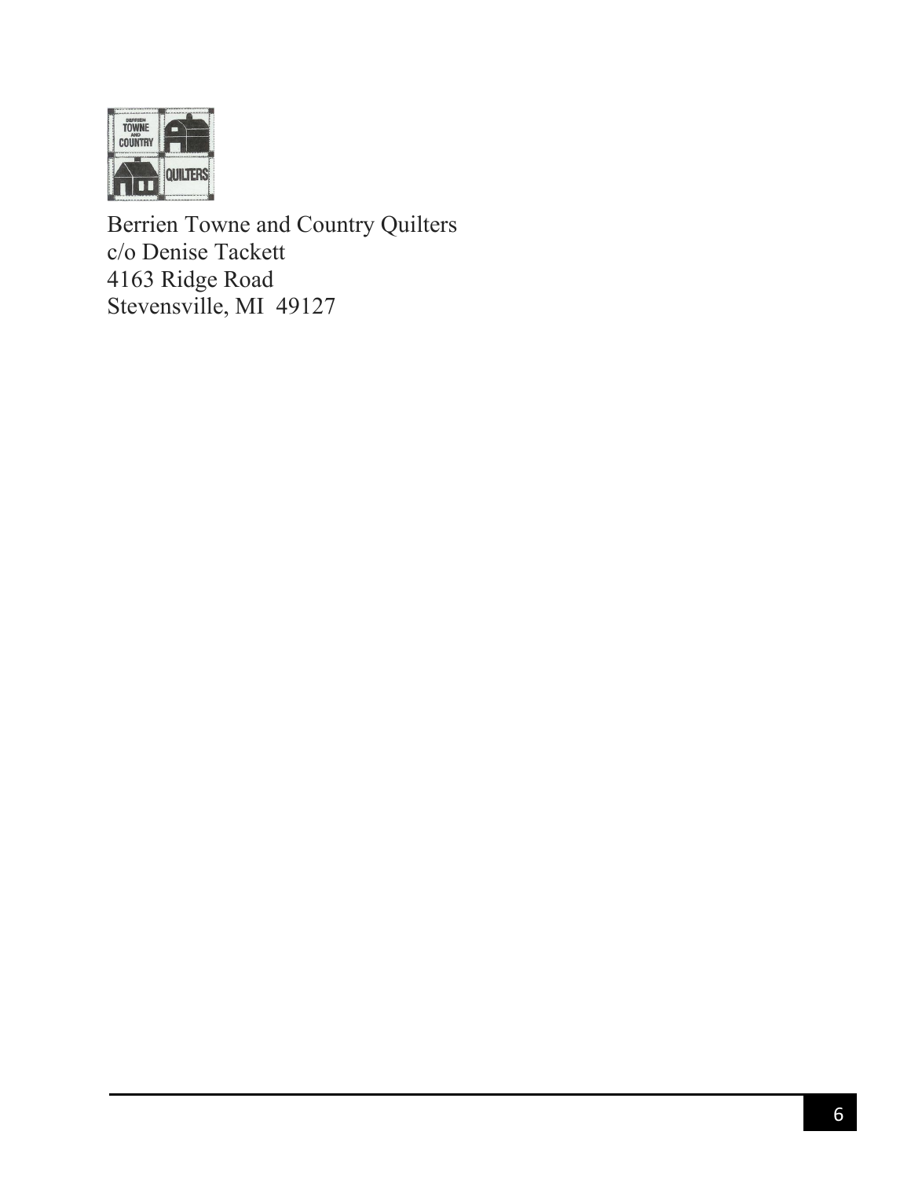Berrien Towne and Country Quilters
c/o Denise Tackett
4163 Ridge Road
Stevensville, MI 49127